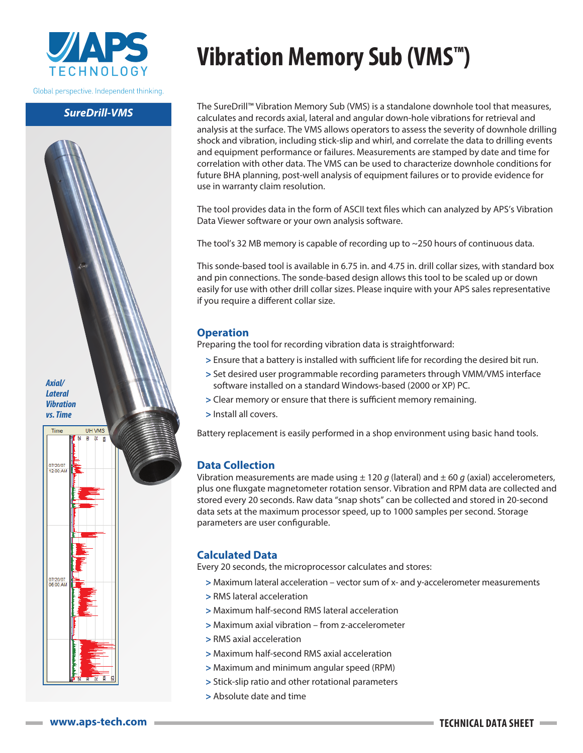# Vibration Memory Sub (VMS™)

APS TECHNOLOGY

Global perspective. Independent thinking.

## SureDrill-VMS

*Axial/ Lateral Vibration vs. Time*

The SureDrill™ Vibration Memory Sub (VMS) is a standalone downhole tool that measures, calculates and records axial, lateral and angular down-hole vibrations for retrieval and analysis at the surface. The VMS allows operators to assess the severity of downhole drilling shock and vibration, including stick-slip and whirl, and correlate the data to drilling events and equipment performance or failures. Measurements are stamped by date and time for correlation with other data. The VMS can be used to characterize downhole conditions for future BHA planning, post-well analysis of equipment failures or to provide evidence for use in warranty claim resolution.

The tool provides data in the form of ASCII text files which can analyzed by APS's Vibration Data Viewer software or your own analysis software.

The tool's 32 MB memory is capable of recording up to ~250 hours of continuous data.

This sonde-based tool is available in 6.75 in. and 4.75 in. drill collar sizes, with standard box and pin connections. The sonde-based design allows this tool to be scaled up or down easily for use with other drill collar sizes. Please inquire with your APS sales representative if you require a different collar size.

## Operation

Preparing the tool for recording vibration data is straightforward:

- > Ensure that a battery is installed with sufficient life for recording the desired bit run.
- > Set desired user programmable recording parameters through VMM/VMS interface software installed on a standard Windows-based (2000 or XP) PC.
- > Clear memory or ensure that there is sufficient memory remaining.
- > Install all covers.

Battery replacement is easily performed in a shop environment using basic hand tools.

## Data Collection

Vibration measurements are made using ± 120 *g* (lateral) and ± 60 *g* (axial) accelerometers, plus one fluxgate magnetometer rotation sensor. Vibration and RPM data are collected and stored every 20 seconds. Raw data "snap shots" can be collected and stored in 20-second data sets at the maximum processor speed, up to 1000 samples per second. Storage parameters are user configurable.

## Calculated Data

Every 20 seconds, the microprocessor calculates and stores:

- > Maximum lateral acceleration – vector sum of x- and y-accelerometer measurements
- > RMS lateral acceleration
- > Maximum half-second RMS lateral acceleration
- > Maximum axial vibration – from z-accelerometer
- > RMS axial acceleration
- > Maximum half-second RMS axial acceleration
- > Maximum and minimum angular speed (RPM)
- > Stick-slip ratio and other rotational parameters
- > Absolute date and time

www.aps-tech.com — TECHNICAL DATA SHEET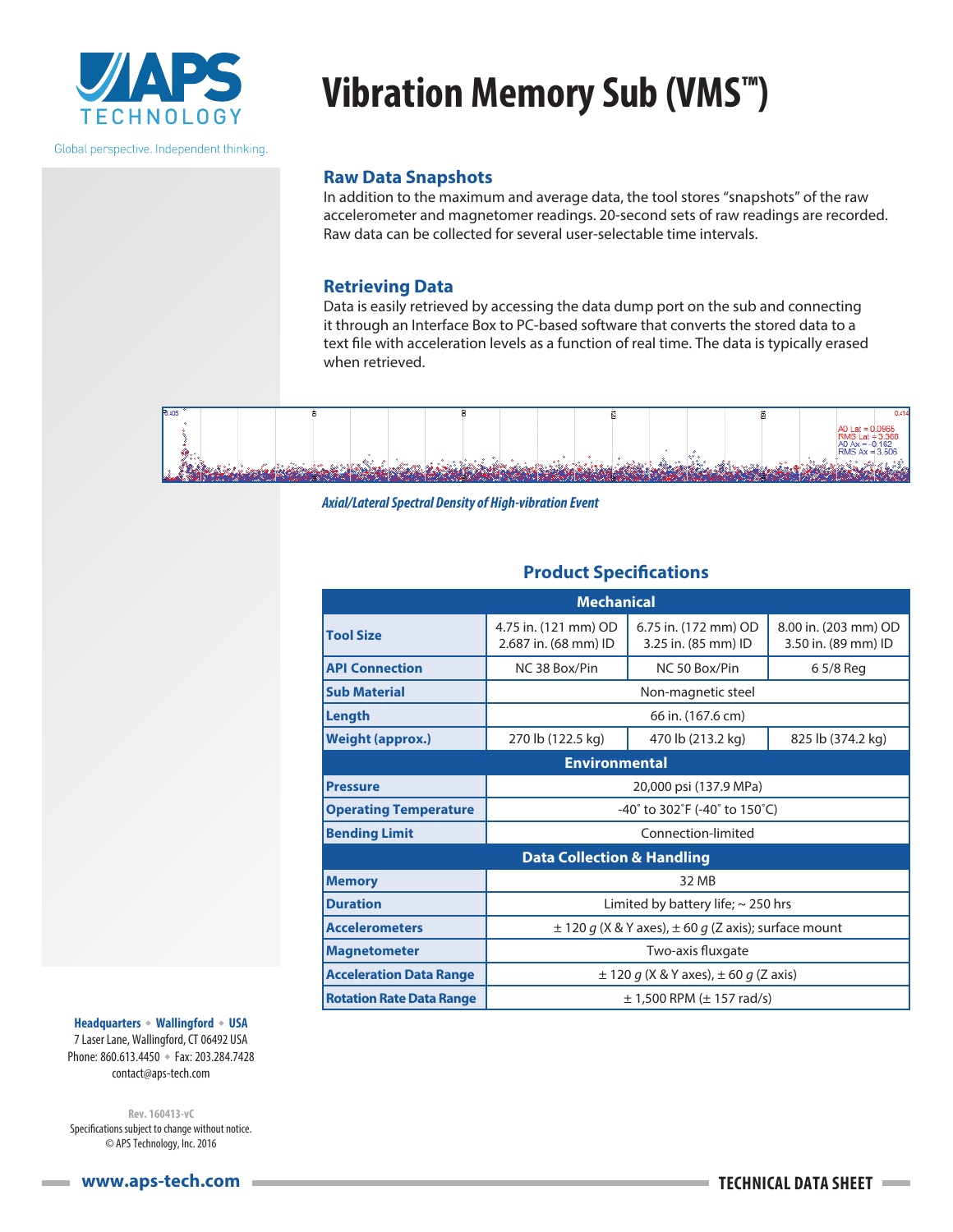# Vibration Memory Sub (VMS™)

Global perspective. Independent thinking.

### Raw Data Snapshots

In addition to the maximum and average data, the tool stores "snapshots" of the raw accelerometer and magnetomer readings. 20-second sets of raw readings are recorded. Raw data can be collected for several user-selectable time intervals.

### Retrieving Data

Data is easily retrieved by accessing the data dump port on the sub and connecting it through an Interface Box to PC-based software that converts the stored data to a text file with acceleration levels as a function of real time. The data is typically erased when retrieved.

0.405

0.414

A0 Lat = 0.0966
RMS Lat = 3.368
A0 Ax = -0.162
RMS Ax = 3.506

*Axial/Lateral Spectral Density of High-vibration Event*

## Product Specifications

| Mechanical | | | |
|---|---|---|---|
| **Tool Size** | 4.75 in. (121 mm) OD<br>2.687 in. (68 mm) ID | 6.75 in. (172 mm) OD<br>3.25 in. (85 mm) ID | 8.00 in. (203 mm) OD<br>3.50 in. (89 mm) ID |
| **API Connection** | NC 38 Box/Pin | NC 50 Box/Pin | 6 5/8 Reg |
| **Sub Material** | Non-magnetic steel | | |
| **Length** | 66 in. (167.6 cm) | | |
| **Weight (approx.)** | 270 lb (122.5 kg) | 470 lb (213.2 kg) | 825 lb (374.2 kg) |
| **Environmental** | | | |
| **Pressure** | 20,000 psi (137.9 MPa) | | |
| **Operating Temperature** | -40° to 302°F (-40° to 150°C) | | |
| **Bending Limit** | Connection-limited | | |
| **Data Collection & Handling** | | | |
| **Memory** | 32 MB | | |
| **Duration** | Limited by battery life; ~ 250 hrs | | |
| **Accelerometers** | ± 120 *g* (X & Y axes), ± 60 *g* (Z axis); surface mount | | |
| **Magnetometer** | Two-axis fluxgate | | |
| **Acceleration Data Range** | ± 120 *g* (X & Y axes), ± 60 *g* (Z axis) | | |
| **Rotation Rate Data Range** | ± 1,500 RPM (± 157 rad/s) | | |

**Headquarters • Wallingford • USA**
7 Laser Lane, Wallingford, CT 06492 USA
Phone: 860.613.4450 • Fax: 203.284.7428
contact@aps-tech.com

Rev. 160413-vC
Specifications subject to change without notice.
© APS Technology, Inc. 2016

www.aps-tech.com

TECHNICAL DATA SHEET